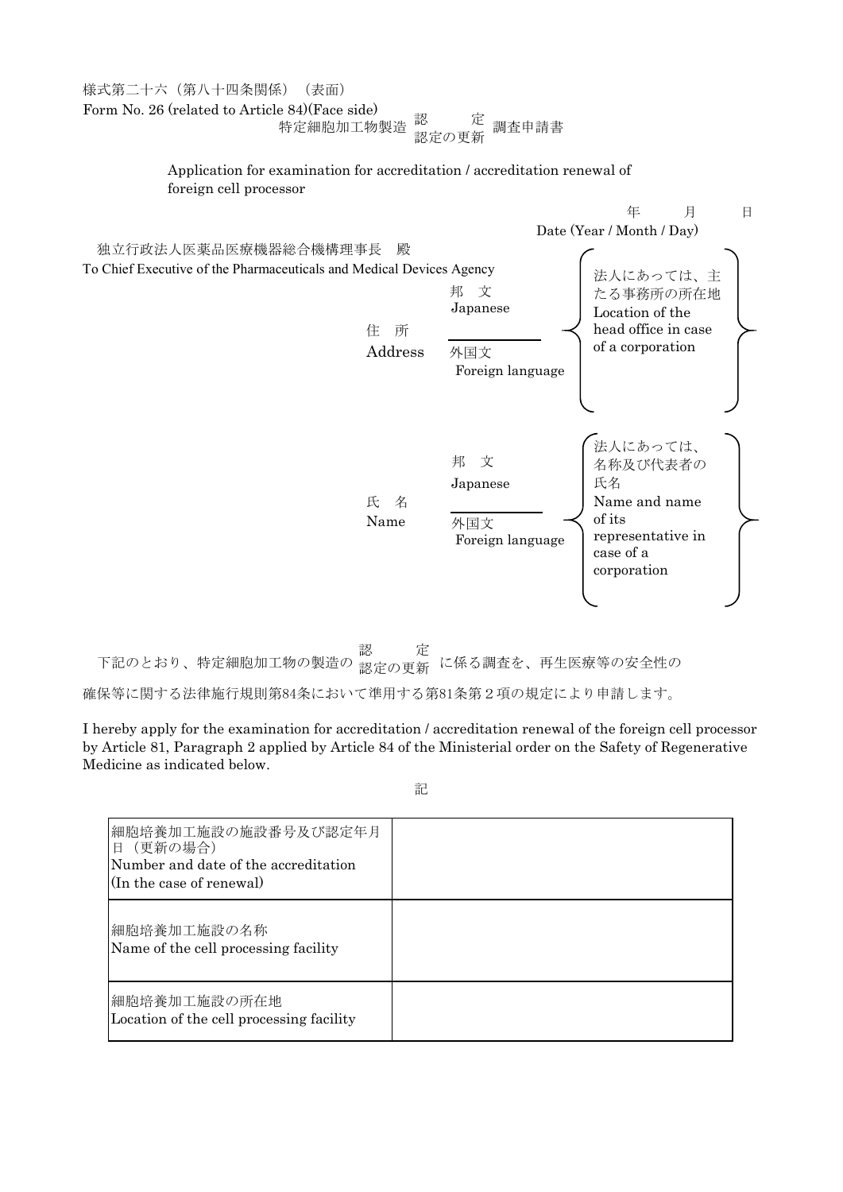様式第二十六（第八十四条関係）（表面）
Form No. 26 (related to Article 84)(Face side)

# 特定細胞加工物製造 認定／認定の更新 調査申請書

Application for examination for accreditation / accreditation renewal of foreign cell processor

年　　月　　日
Date (Year / Month / Day)

独立行政法人医薬品医療機器総合機構理事長　殿
To Chief Executive of the Pharmaceuticals and Medical Devices Agency

住　所
Address

邦　文
Japanese

外国文
Foreign language

（法人にあっては、主たる事務所の所在地
Location of the head office in case of a corporation）

氏　名
Name

邦　文
Japanese

外国文
Foreign language

（法人にあっては、名称及び代表者の氏名
Name and name of its representative in case of a corporation）

下記のとおり、特定細胞加工物の製造の 認定／認定の更新 に係る調査を、再生医療等の安全性の確保等に関する法律施行規則第84条において準用する第81条第２項の規定により申請します。

I hereby apply for the examination for accreditation / accreditation renewal of the foreign cell processor by Article 81, Paragraph 2 applied by Article 84 of the Ministerial order on the Safety of Regenerative Medicine as indicated below.

記

| | |
|---|---|
| 細胞培養加工施設の施設番号及び認定年月日（更新の場合）<br>Number and date of the accreditation (In the case of renewal) | |
| 細胞培養加工施設の名称<br>Name of the cell processing facility | |
| 細胞培養加工施設の所在地<br>Location of the cell processing facility | |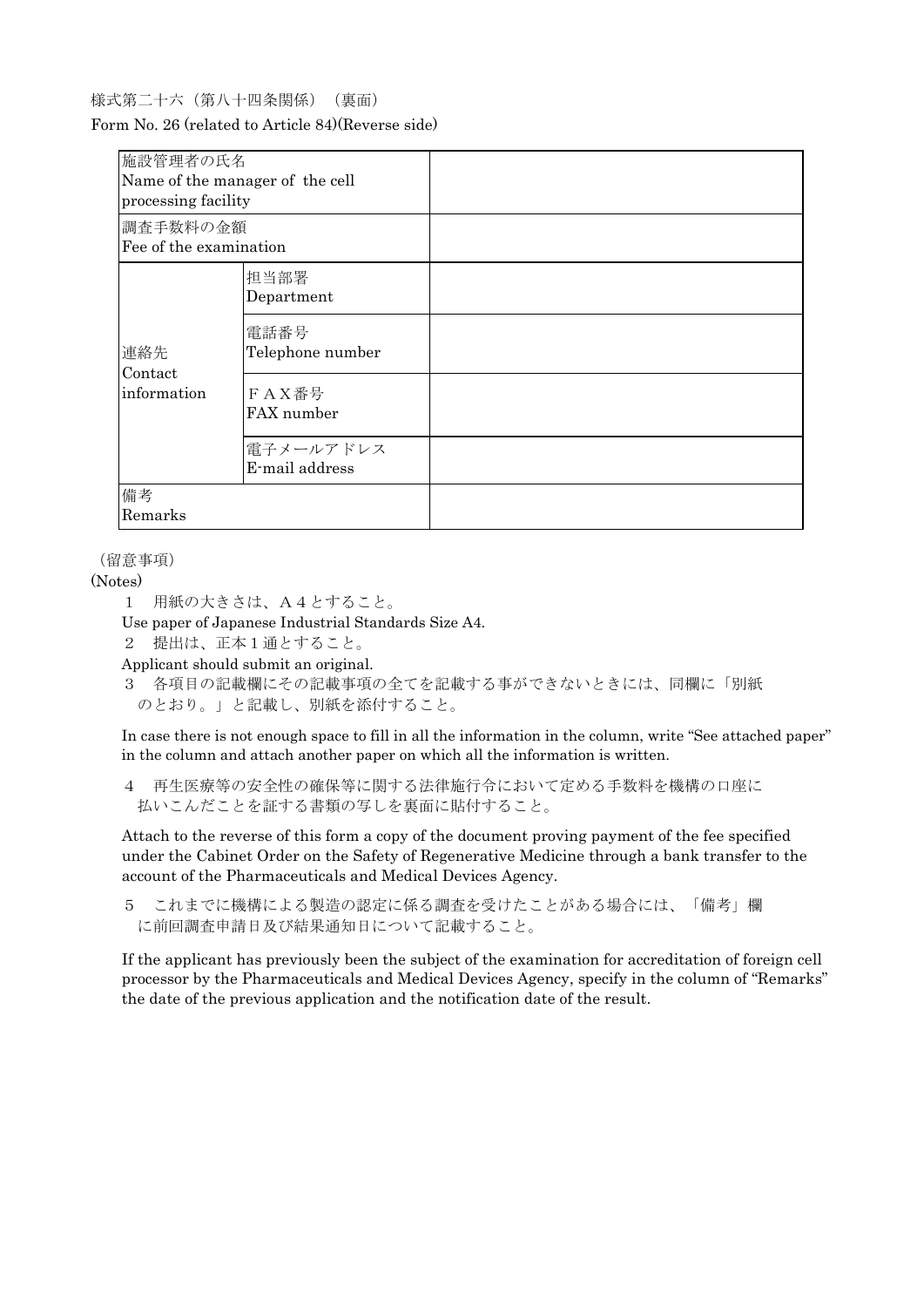様式第二十六（第八十四条関係）（裏面）

Form No. 26 (related to Article 84)(Reverse side)

| | | |
|---|---|---|
| 施設管理者の氏名<br>Name of the manager of the cell processing facility | | |
| 調査手数料の金額<br>Fee of the examination | | |
| 連絡先<br>Contact information | 担当部署<br>Department | |
| | 電話番号<br>Telephone number | |
| | ＦＡＸ番号<br>FAX number | |
| | 電子メールアドレス<br>E-mail address | |
| 備考<br>Remarks | | |

（留意事項）

(Notes)

1　用紙の大きさは、Ａ４とすること。

Use paper of Japanese Industrial Standards Size A4.

2　提出は、正本１通とすること。

Applicant should submit an original.

3　各項目の記載欄にその記載事項の全てを記載する事ができないときには、同欄に「別紙のとおり。」と記載し、別紙を添付すること。

In case there is not enough space to fill in all the information in the column, write “See attached paper” in the column and attach another paper on which all the information is written.

4　再生医療等の安全性の確保等に関する法律施行令において定める手数料を機構の口座に払いこんだことを証する書類の写しを裏面に貼付すること。

Attach to the reverse of this form a copy of the document proving payment of the fee specified under the Cabinet Order on the Safety of Regenerative Medicine through a bank transfer to the account of the Pharmaceuticals and Medical Devices Agency.

5　これまでに機構による製造の認定に係る調査を受けたことがある場合には、「備考」欄に前回調査申請日及び結果通知日について記載すること。

If the applicant has previously been the subject of the examination for accreditation of foreign cell processor by the Pharmaceuticals and Medical Devices Agency, specify in the column of “Remarks” the date of the previous application and the notification date of the result.